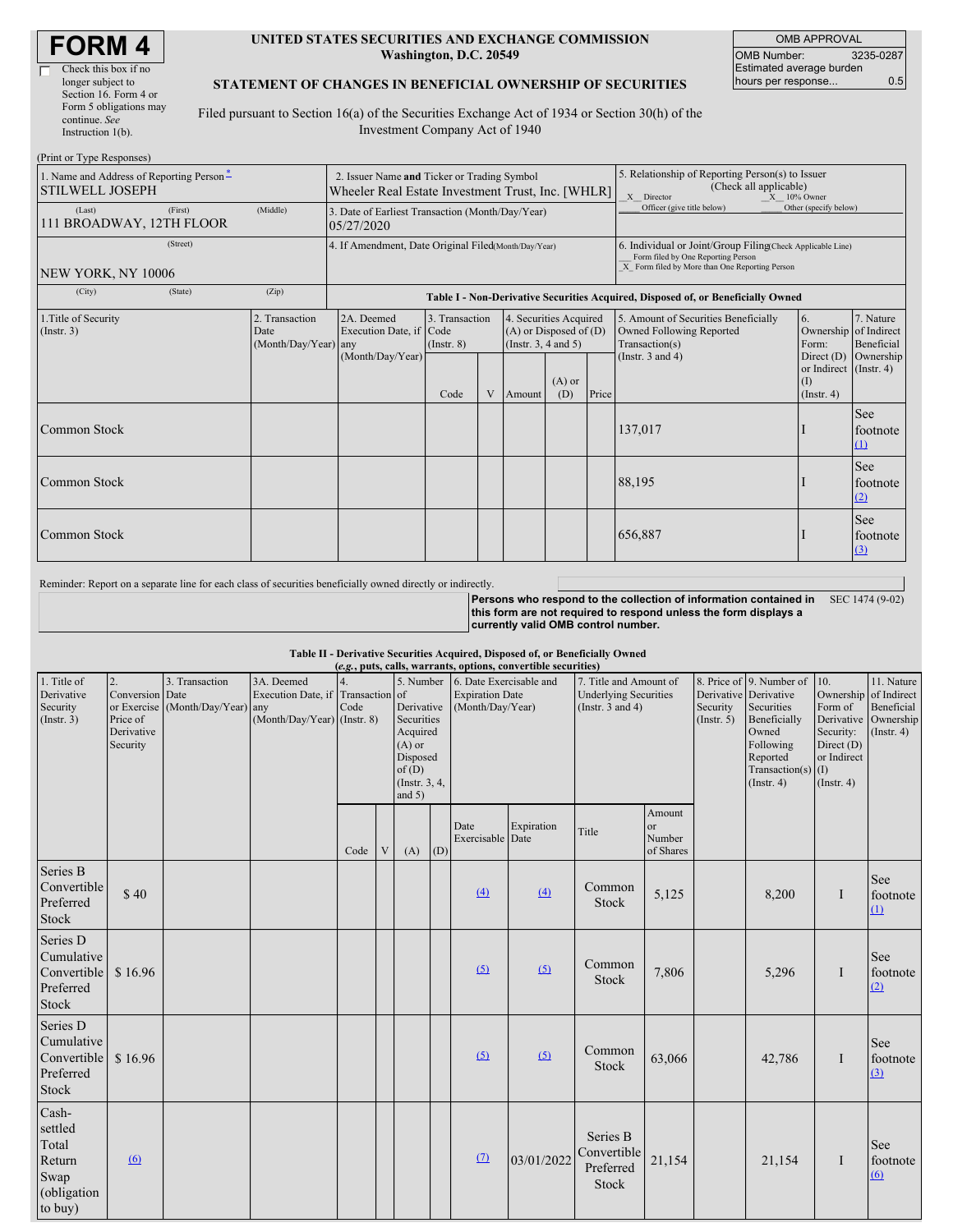# FORM 4

☐ Check this box if no longer subject to Section 16. Form 4 or Form 5 obligations may continue. *See* Instruction 1(b).

**UNITED STATES SECURITIES AND EXCHANGE COMMISSION**
**Washington, D.C. 20549**

**STATEMENT OF CHANGES IN BENEFICIAL OWNERSHIP OF SECURITIES**

Filed pursuant to Section 16(a) of the Securities Exchange Act of 1934 or Section 30(h) of the Investment Company Act of 1940

| OMB APPROVAL | |
|---|---|
| OMB Number: | 3235-0287 |
| Estimated average burden hours per response... | 0.5 |

(Print or Type Responses)

| 1. Name and Address of Reporting Person * | 2. Issuer Name and Ticker or Trading Symbol | 5. Relationship of Reporting Person(s) to Issuer (Check all applicable) |
|---|---|---|
| STILWELL JOSEPH | Wheeler Real Estate Investment Trust, Inc. [WHLR] | _X_ Director ___ Officer (give title below) _X_ 10% Owner ___ Other (specify below) |
| (Last) (First) (Middle) 111 BROADWAY, 12TH FLOOR | 3. Date of Earliest Transaction (Month/Day/Year) 05/27/2020 | |
| (Street) NEW YORK, NY 10006 | 4. If Amendment, Date Original Filed (Month/Day/Year) | 6. Individual or Joint/Group Filing (Check Applicable Line) ___ Form filed by One Reporting Person _X_ Form filed by More than One Reporting Person |
| (City) (State) (Zip) | | |

**Table I - Non-Derivative Securities Acquired, Disposed of, or Beneficially Owned**

| 1.Title of Security (Instr. 3) | 2. Transaction Date (Month/Day/Year) | 2A. Deemed Execution Date, if any (Month/Day/Year) | 3. Transaction Code (Instr. 8) | | 4. Securities Acquired (A) or Disposed of (D) (Instr. 3, 4 and 5) | | | 5. Amount of Securities Beneficially Owned Following Reported Transaction(s) (Instr. 3 and 4) | 6. Ownership Form: Direct (D) or Indirect (I) (Instr. 4) | 7. Nature of Indirect Beneficial Ownership (Instr. 4) |
|---|---|---|---|---|---|---|---|---|---|---|
| | | | Code | V | Amount | (A) or (D) | Price | | | |
| Common Stock | | | | | | | | 137,017 | I | See footnote (1) |
| Common Stock | | | | | | | | 88,195 | I | See footnote (2) |
| Common Stock | | | | | | | | 656,887 | I | See footnote (3) |

Reminder: Report on a separate line for each class of securities beneficially owned directly or indirectly.

**Persons who respond to the collection of information contained in this form are not required to respond unless the form displays a currently valid OMB control number.** SEC 1474 (9-02)

**Table II - Derivative Securities Acquired, Disposed of, or Beneficially Owned**
**(*e.g.*, puts, calls, warrants, options, convertible securities)**

| 1. Title of Derivative Security (Instr. 3) | 2. Conversion or Exercise Price of Derivative Security | 3. Transaction Date (Month/Day/Year) | 3A. Deemed Execution Date, if any (Month/Day/Year) | 4. Transaction Code (Instr. 8) | | 5. Number of Derivative Securities Acquired (A) or Disposed of (D) (Instr. 3, 4, and 5) | | 6. Date Exercisable and Expiration Date (Month/Day/Year) | | 7. Title and Amount of Underlying Securities (Instr. 3 and 4) | | 8. Price of Derivative Security (Instr. 5) | 9. Number of Derivative Securities Beneficially Owned Following Reported Transaction(s) (Instr. 4) | 10. Ownership Form of Derivative Security: Direct (D) or Indirect (I) (Instr. 4) | 11. Nature of Indirect Beneficial Ownership (Instr. 4) |
|---|---|---|---|---|---|---|---|---|---|---|---|---|---|---|---|
| | | | | Code | V | (A) | (D) | Date Exercisable | Expiration Date | Title | Amount or Number of Shares | | | | |
| Series B Convertible Preferred Stock | $ 40 | | | | | | | (4) | (4) | Common Stock | 5,125 | | 8,200 | I | See footnote (1) |
| Series D Cumulative Convertible Preferred Stock | $ 16.96 | | | | | | | (5) | (5) | Common Stock | 7,806 | | 5,296 | I | See footnote (2) |
| Series D Cumulative Convertible Preferred Stock | $ 16.96 | | | | | | | (5) | (5) | Common Stock | 63,066 | | 42,786 | I | See footnote (3) |
| Cash-settled Total Return Swap (obligation to buy) | (6) | | | | | | | (7) | 03/01/2022 | Series B Convertible Preferred Stock | 21,154 | | 21,154 | I | See footnote (6) |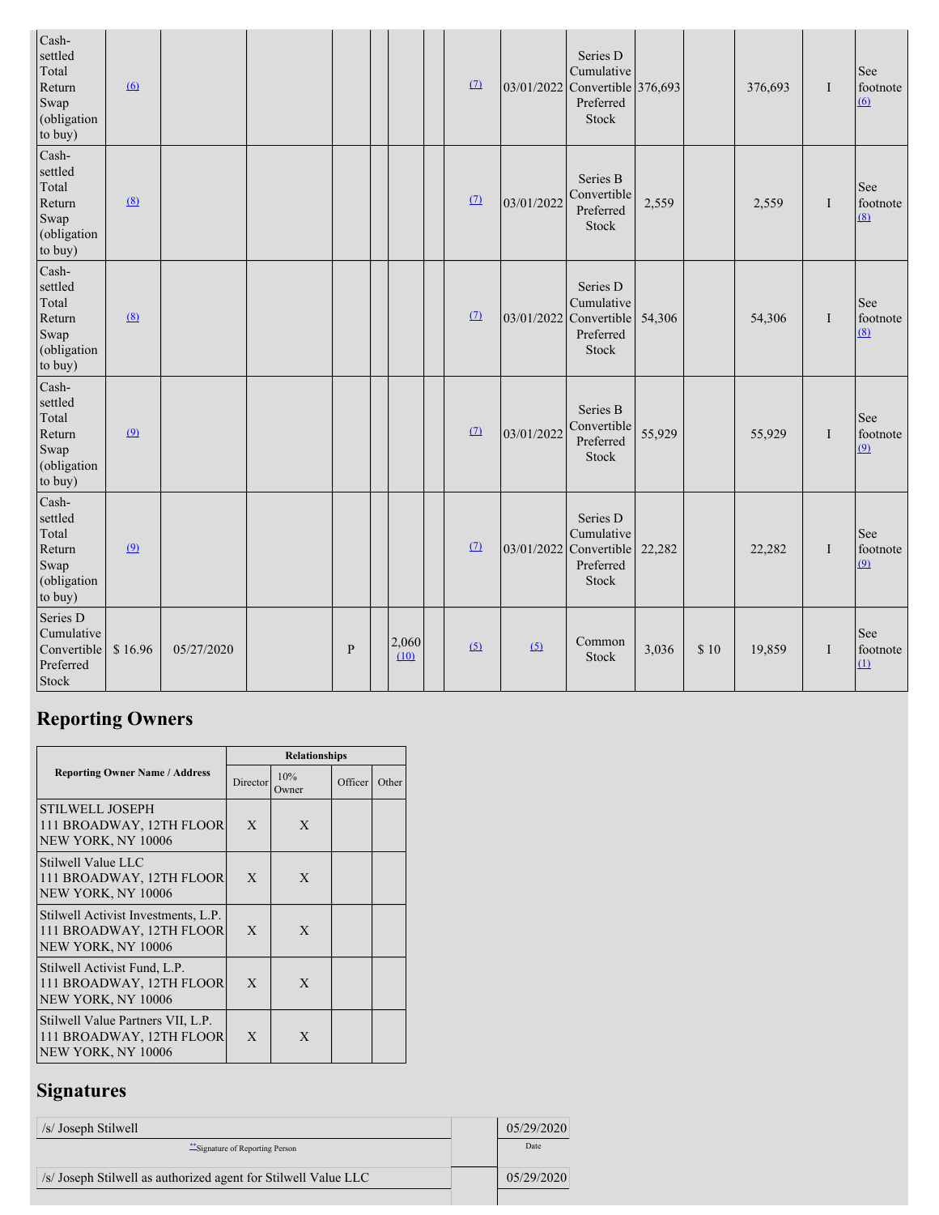| | | | | | | | | | | | | | | | |
|---|---|---|---|---|---|---|---|---|---|---|---|---|---|---|---|
| Cash-settled Total Return Swap (obligation to buy) | (6) | | | | | | | (7) | 03/01/2022 | Series D Cumulative Convertible Preferred Stock | 376,693 | | 376,693 | I | See footnote (6) |
| Cash-settled Total Return Swap (obligation to buy) | (8) | | | | | | | (7) | 03/01/2022 | Series B Convertible Preferred Stock | 2,559 | | 2,559 | I | See footnote (8) |
| Cash-settled Total Return Swap (obligation to buy) | (8) | | | | | | | (7) | 03/01/2022 | Series D Cumulative Convertible Preferred Stock | 54,306 | | 54,306 | I | See footnote (8) |
| Cash-settled Total Return Swap (obligation to buy) | (9) | | | | | | | (7) | 03/01/2022 | Series B Convertible Preferred Stock | 55,929 | | 55,929 | I | See footnote (9) |
| Cash-settled Total Return Swap (obligation to buy) | (9) | | | | | | | (7) | 03/01/2022 | Series D Cumulative Convertible Preferred Stock | 22,282 | | 22,282 | I | See footnote (9) |
| Series D Cumulative Convertible Preferred Stock | $ 16.96 | 05/27/2020 | | P | | 2,060 (10) | | (5) | (5) | Common Stock | 3,036 | $ 10 | 19,859 | I | See footnote (1) |

## Reporting Owners

| Reporting Owner Name / Address | Relationships | | | |
|---|---|---|---|---|
| | Director | 10% Owner | Officer | Other |
| STILWELL JOSEPH<br>111 BROADWAY, 12TH FLOOR<br>NEW YORK, NY 10006 | X | X | | |
| Stilwell Value LLC<br>111 BROADWAY, 12TH FLOOR<br>NEW YORK, NY 10006 | X | X | | |
| Stilwell Activist Investments, L.P.<br>111 BROADWAY, 12TH FLOOR<br>NEW YORK, NY 10006 | X | X | | |
| Stilwell Activist Fund, L.P.<br>111 BROADWAY, 12TH FLOOR<br>NEW YORK, NY 10006 | X | X | | |
| Stilwell Value Partners VII, L.P.<br>111 BROADWAY, 12TH FLOOR<br>NEW YORK, NY 10006 | X | X | | |

## Signatures

| | | |
|---|---|---|
| /s/ Joseph Stilwell | | 05/29/2020 |
| **Signature of Reporting Person | | Date |
| /s/ Joseph Stilwell as authorized agent for Stilwell Value LLC | | 05/29/2020 |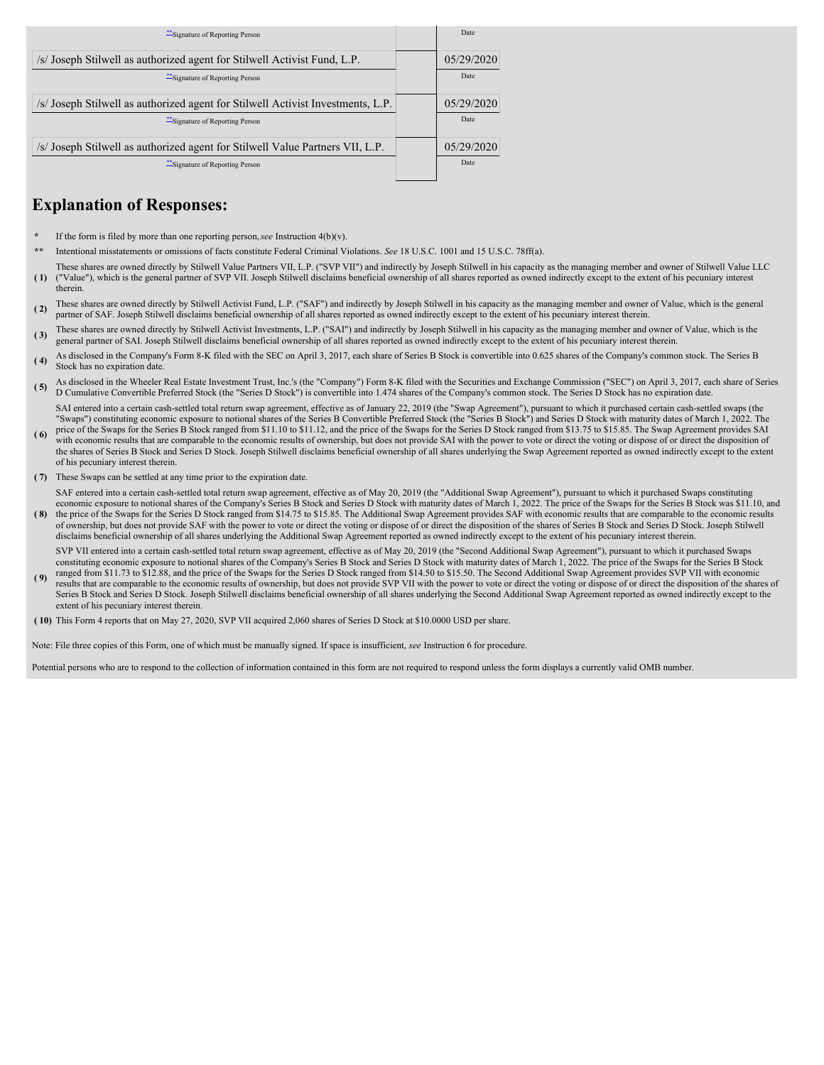| | | |
|---|---|---|
| **Signature of Reporting Person | | Date |
| /s/ Joseph Stilwell as authorized agent for Stilwell Activist Fund, L.P. | | 05/29/2020 |
| **Signature of Reporting Person | | Date |
| /s/ Joseph Stilwell as authorized agent for Stilwell Activist Investments, L.P. | | 05/29/2020 |
| **Signature of Reporting Person | | Date |
| /s/ Joseph Stilwell as authorized agent for Stilwell Value Partners VII, L.P. | | 05/29/2020 |
| **Signature of Reporting Person | | Date |

# Explanation of Responses:

\* If the form is filed by more than one reporting person, *see* Instruction 4(b)(v).

\*\* Intentional misstatements or omissions of facts constitute Federal Criminal Violations. *See* 18 U.S.C. 1001 and 15 U.S.C. 78ff(a).

**( 1)** These shares are owned directly by Stilwell Value Partners VII, L.P. ("SVP VII") and indirectly by Joseph Stilwell in his capacity as the managing member and owner of Stilwell Value LLC ("Value"), which is the general partner of SVP VII. Joseph Stilwell disclaims beneficial ownership of all shares reported as owned indirectly except to the extent of his pecuniary interest therein.

**( 2)** These shares are owned directly by Stilwell Activist Fund, L.P. ("SAF") and indirectly by Joseph Stilwell in his capacity as the managing member and owner of Value, which is the general partner of SAF. Joseph Stilwell disclaims beneficial ownership of all shares reported as owned indirectly except to the extent of his pecuniary interest therein.

**( 3)** These shares are owned directly by Stilwell Activist Investments, L.P. ("SAI") and indirectly by Joseph Stilwell in his capacity as the managing member and owner of Value, which is the general partner of SAI. Joseph Stilwell disclaims beneficial ownership of all shares reported as owned indirectly except to the extent of his pecuniary interest therein.

**( 4)** As disclosed in the Company's Form 8-K filed with the SEC on April 3, 2017, each share of Series B Stock is convertible into 0.625 shares of the Company's common stock. The Series B Stock has no expiration date.

**( 5)** As disclosed in the Wheeler Real Estate Investment Trust, Inc.'s (the "Company") Form 8-K filed with the Securities and Exchange Commission ("SEC") on April 3, 2017, each share of Series D Cumulative Convertible Preferred Stock (the "Series D Stock") is convertible into 1.474 shares of the Company's common stock. The Series D Stock has no expiration date.

**( 6)** SAI entered into a certain cash-settled total return swap agreement, effective as of January 22, 2019 (the "Swap Agreement"), pursuant to which it purchased certain cash-settled swaps (the "Swaps") constituting economic exposure to notional shares of the Series B Convertible Preferred Stock (the "Series B Stock") and Series D Stock with maturity dates of March 1, 2022. The price of the Swaps for the Series B Stock ranged from $11.10 to $11.12, and the price of the Swaps for the Series D Stock ranged from $13.75 to $15.85. The Swap Agreement provides SAI with economic results that are comparable to the economic results of ownership, but does not provide SAI with the power to vote or direct the voting or dispose of or direct the disposition of the shares of Series B Stock and Series D Stock. Joseph Stilwell disclaims beneficial ownership of all shares underlying the Swap Agreement reported as owned indirectly except to the extent of his pecuniary interest therein.

**( 7)** These Swaps can be settled at any time prior to the expiration date.

**( 8)** SAF entered into a certain cash-settled total return swap agreement, effective as of May 20, 2019 (the "Additional Swap Agreement"), pursuant to which it purchased Swaps constituting economic exposure to notional shares of the Company's Series B Stock and Series D Stock with maturity dates of March 1, 2022. The price of the Swaps for the Series B Stock was $11.10, and the price of the Swaps for the Series D Stock ranged from $14.75 to $15.85. The Additional Swap Agreement provides SAF with economic results that are comparable to the economic results of ownership, but does not provide SAF with the power to vote or direct the voting or dispose of or direct the disposition of the shares of Series B Stock and Series D Stock. Joseph Stilwell disclaims beneficial ownership of all shares underlying the Additional Swap Agreement reported as owned indirectly except to the extent of his pecuniary interest therein.

**( 9)** SVP VII entered into a certain cash-settled total return swap agreement, effective as of May 20, 2019 (the "Second Additional Swap Agreement"), pursuant to which it purchased Swaps constituting economic exposure to notional shares of the Company's Series B Stock and Series D Stock with maturity dates of March 1, 2022. The price of the Swaps for the Series B Stock ranged from $11.73 to $12.88, and the price of the Swaps for the Series D Stock ranged from $14.50 to $15.50. The Second Additional Swap Agreement provides SVP VII with economic results that are comparable to the economic results of ownership, but does not provide SVP VII with the power to vote or direct the voting or dispose of or direct the disposition of the shares of Series B Stock and Series D Stock. Joseph Stilwell disclaims beneficial ownership of all shares underlying the Second Additional Swap Agreement reported as owned indirectly except to the extent of his pecuniary interest therein.

**( 10)** This Form 4 reports that on May 27, 2020, SVP VII acquired 2,060 shares of Series D Stock at $10.0000 USD per share.

Note: File three copies of this Form, one of which must be manually signed. If space is insufficient, *see* Instruction 6 for procedure.

Potential persons who are to respond to the collection of information contained in this form are not required to respond unless the form displays a currently valid OMB number.